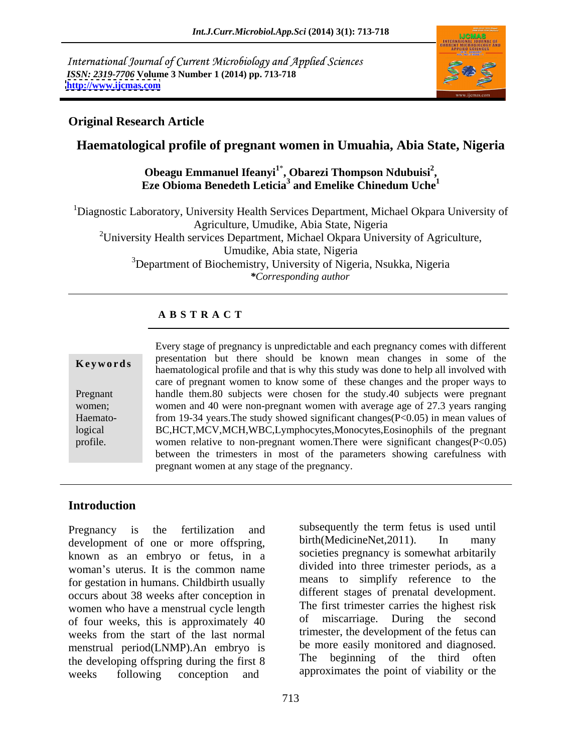International Journal of Current Microbiology and Applied Sciences
*ISSN: 2319-7706* **Volume 3 Number 1 (2014) pp. 713-718**
**http://www.ijcmas.com**

**Original Research Article**

# Haematological profile of pregnant women in Umuahia, Abia State, Nigeria

**Obeagu Emmanuel Ifeanyi[1*], Obarezi Thompson Ndubuisi[2], Eze Obioma Benedeth Leticia[3] and Emelike Chinedum Uche[1]**

[1]Diagnostic Laboratory, University Health Services Department, Michael Okpara University of Agriculture, Umudike, Abia State, Nigeria
[2]University Health services Department, Michael Okpara University of Agriculture, Umudike, Abia state, Nigeria
[3]Department of Biochemistry, University of Nigeria, Nsukka, Nigeria
*\*Corresponding author*

## ABSTRACT

**Keywords**

Pregnant women; Haemato-logical profile.

Every stage of pregnancy is unpredictable and each pregnancy comes with different presentation but there should be known mean changes in some of the haematological profile and that is why this study was done to help all involved with care of pregnant women to know some of these changes and the proper ways to handle them.80 subjects were chosen for the study.40 subjects were pregnant women and 40 were non-pregnant women with average age of 27.3 years ranging from 19-34 years.The study showed significant changes($P<0.05$) in mean values of BC,HCT,MCV,MCH,WBC,Lymphocytes,Monocytes,Eosinophils of the pregnant women relative to non-pregnant women.There were significant changes($P<0.05$) between the trimesters in most of the parameters showing carefulness with pregnant women at any stage of the pregnancy.

## Introduction

Pregnancy is the fertilization and development of one or more offspring, known as an embryo or fetus, in a woman's uterus. It is the common name for gestation in humans. Childbirth usually occurs about 38 weeks after conception in women who have a menstrual cycle length of four weeks, this is approximately 40 weeks from the start of the last normal menstrual period(LNMP).An embryo is the developing offspring during the first 8 weeks following conception and subsequently the term fetus is used until birth(MedicineNet,2011). In many societies pregnancy is somewhat arbitarily divided into three trimester periods, as a means to simplify reference to the different stages of prenatal development. The first trimester carries the highest risk of miscarriage. During the second trimester, the development of the fetus can be more easily monitored and diagnosed. The beginning of the third often approximates the point of viability or the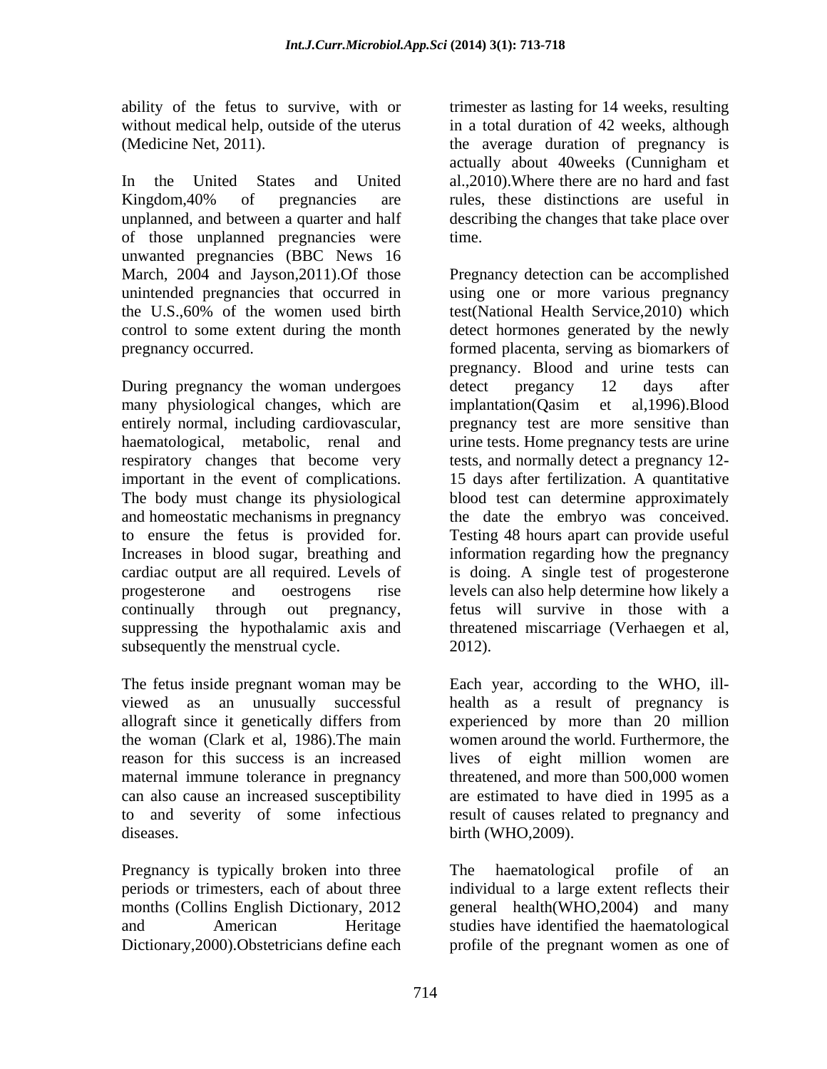ability of the fetus to survive, with or without medical help, outside of the uterus (Medicine Net, 2011).

In the United States and United Kingdom,40% of pregnancies are unplanned, and between a quarter and half of those unplanned pregnancies were unwanted pregnancies (BBC News 16 March, 2004 and Jayson,2011).Of those unintended pregnancies that occurred in the U.S.,60% of the women used birth control to some extent during the month pregnancy occurred.

During pregnancy the woman undergoes many physiological changes, which are entirely normal, including cardiovascular, haematological, metabolic, renal and respiratory changes that become very important in the event of complications. The body must change its physiological and homeostatic mechanisms in pregnancy to ensure the fetus is provided for. Increases in blood sugar, breathing and cardiac output are all required. Levels of progesterone and oestrogens rise continually through out pregnancy, suppressing the hypothalamic axis and subsequently the menstrual cycle.

The fetus inside pregnant woman may be viewed as an unusually successful allograft since it genetically differs from the woman (Clark et al, 1986).The main reason for this success is an increased maternal immune tolerance in pregnancy can also cause an increased susceptibility to and severity of some infectious diseases.

Pregnancy is typically broken into three periods or trimesters, each of about three months (Collins English Dictionary, 2012 and American Heritage Dictionary,2000).Obstetricians define each trimester as lasting for 14 weeks, resulting in a total duration of 42 weeks, although the average duration of pregnancy is actually about 40weeks (Cunnigham et al.,2010).Where there are no hard and fast rules, these distinctions are useful in describing the changes that take place over time.

Pregnancy detection can be accomplished using one or more various pregnancy test(National Health Service,2010) which detect hormones generated by the newly formed placenta, serving as biomarkers of pregnancy. Blood and urine tests can detect pregancy 12 days after implantation(Qasim et al,1996).Blood pregnancy test are more sensitive than urine tests. Home pregnancy tests are urine tests, and normally detect a pregnancy 12-15 days after fertilization. A quantitative blood test can determine approximately the date the embryo was conceived. Testing 48 hours apart can provide useful information regarding how the pregnancy is doing. A single test of progesterone levels can also help determine how likely a fetus will survive in those with a threatened miscarriage (Verhaegen et al, 2012).

Each year, according to the WHO, ill-health as a result of pregnancy is experienced by more than 20 million women around the world. Furthermore, the lives of eight million women are threatened, and more than 500,000 women are estimated to have died in 1995 as a result of causes related to pregnancy and birth (WHO,2009).

The haematological profile of an individual to a large extent reflects their general health(WHO,2004) and many studies have identified the haematological profile of the pregnant women as one of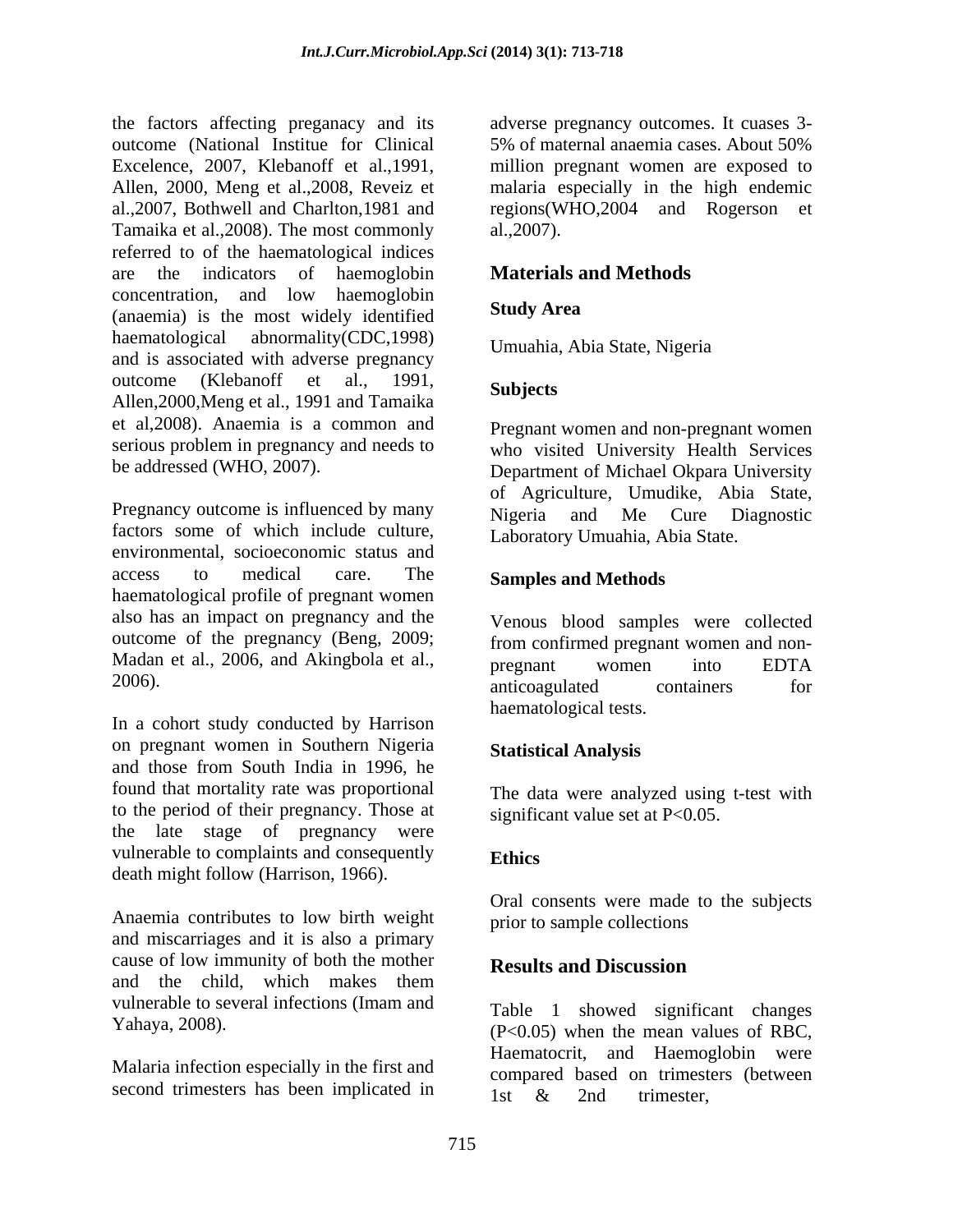the factors affecting preganacy and its outcome (National Institue for Clinical Excelence, 2007, Klebanoff et al.,1991, Allen, 2000, Meng et al.,2008, Reveiz et al.,2007, Bothwell and Charlton,1981 and Tamaika et al.,2008). The most commonly referred to of the haematological indices are the indicators of haemoglobin concentration, and low haemoglobin (anaemia) is the most widely identified haematological abnormality(CDC,1998) and is associated with adverse pregnancy outcome (Klebanoff et al., 1991, Allen,2000,Meng et al., 1991 and Tamaika et al,2008). Anaemia is a common and serious problem in pregnancy and needs to be addressed (WHO, 2007).

Pregnancy outcome is influenced by many factors some of which include culture, environmental, socioeconomic status and access to medical care. The haematological profile of pregnant women also has an impact on pregnancy and the outcome of the pregnancy (Beng, 2009; Madan et al., 2006, and Akingbola et al., 2006).

In a cohort study conducted by Harrison on pregnant women in Southern Nigeria and those from South India in 1996, he found that mortality rate was proportional to the period of their pregnancy. Those at the late stage of pregnancy were vulnerable to complaints and consequently death might follow (Harrison, 1966).

Anaemia contributes to low birth weight and miscarriages and it is also a primary cause of low immunity of both the mother and the child, which makes them vulnerable to several infections (Imam and Yahaya, 2008).

Malaria infection especially in the first and second trimesters has been implicated in adverse pregnancy outcomes. It cuases 3-5% of maternal anaemia cases. About 50% million pregnant women are exposed to malaria especially in the high endemic regions(WHO,2004 and Rogerson et al.,2007).

## Materials and Methods

### Study Area

Umuahia, Abia State, Nigeria

### Subjects

Pregnant women and non-pregnant women who visited University Health Services Department of Michael Okpara University of Agriculture, Umudike, Abia State, Nigeria and Me Cure Diagnostic Laboratory Umuahia, Abia State.

### Samples and Methods

Venous blood samples were collected from confirmed pregnant women and non-pregnant women into EDTA anticoagulated containers for haematological tests.

### Statistical Analysis

The data were analyzed using t-test with significant value set at P<0.05.

### Ethics

Oral consents were made to the subjects prior to sample collections

## Results and Discussion

Table 1 showed significant changes (P<0.05) when the mean values of RBC, Haematocrit, and Haemoglobin were compared based on trimesters (between 1st & 2nd trimester,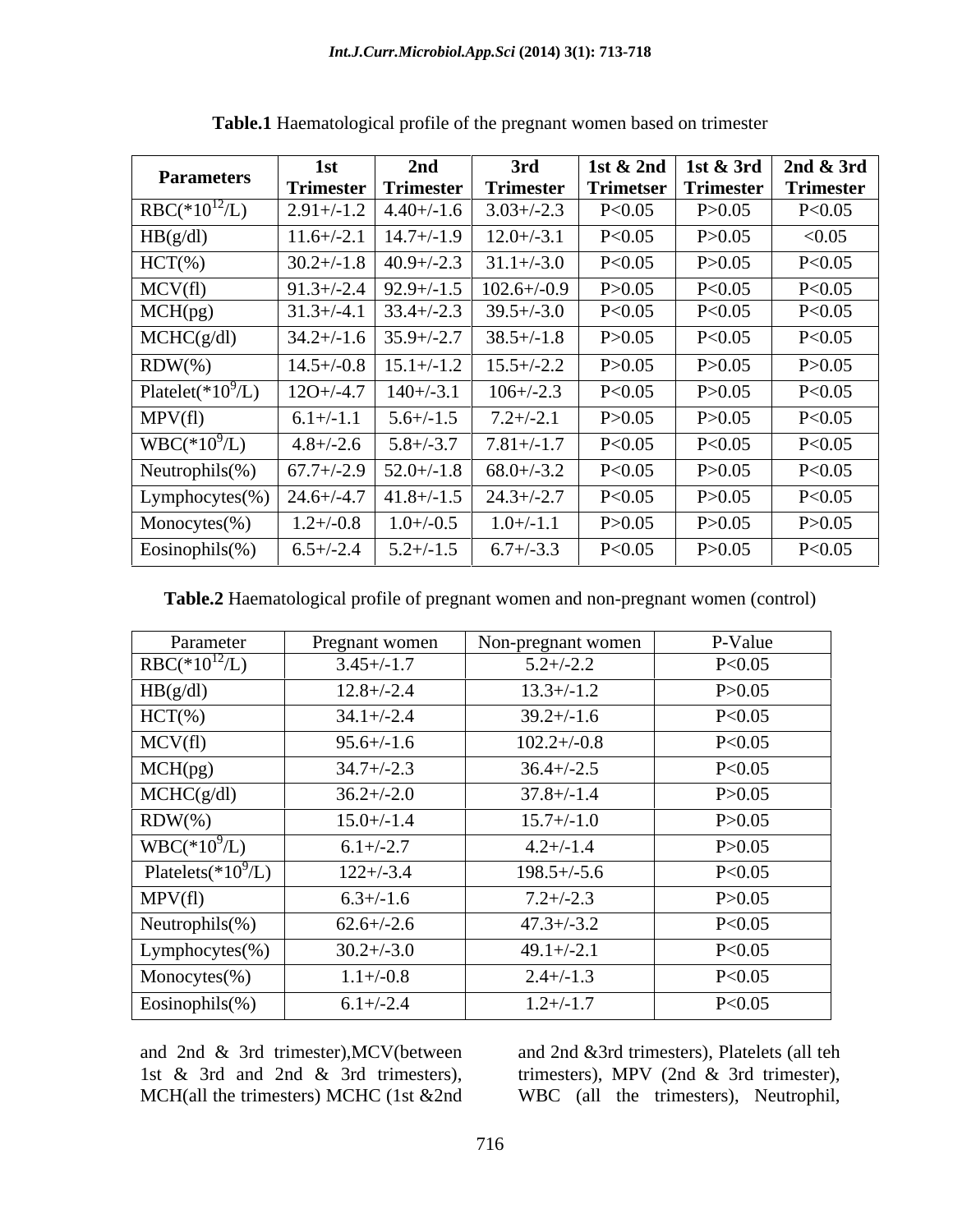**Table.1** Haematological profile of the pregnant women based on trimester

| Parameters | 1st Trimester | 2nd Trimester | 3rd Trimester | 1st & 2nd Trimetser | 1st & 3rd Trimester | 2nd & 3rd Trimester |
|---|---|---|---|---|---|---|
| RBC($*10^{12}$/L) | 2.91+/-1.2 | 4.40+/-1.6 | 3.03+/-2.3 | P<0.05 | P>0.05 | P<0.05 |
| HB(g/dl) | 11.6+/-2.1 | 14.7+/-1.9 | 12.0+/-3.1 | P<0.05 | P>0.05 | <0.05 |
| HCT(%) | 30.2+/-1.8 | 40.9+/-2.3 | 31.1+/-3.0 | P<0.05 | P>0.05 | P<0.05 |
| MCV(fl) | 91.3+/-2.4 | 92.9+/-1.5 | 102.6+/-0.9 | P>0.05 | P<0.05 | P<0.05 |
| MCH(pg) | 31.3+/-4.1 | 33.4+/-2.3 | 39.5+/-3.0 | P<0.05 | P<0.05 | P<0.05 |
| MCHC(g/dl) | 34.2+/-1.6 | 35.9+/-2.7 | 38.5+/-1.8 | P>0.05 | P<0.05 | P<0.05 |
| RDW(%) | 14.5+/-0.8 | 15.1+/-1.2 | 15.5+/-2.2 | P>0.05 | P>0.05 | P>0.05 |
| Platelet($*10^{9}$/L) | 12O+/-4.7 | 140+/-3.1 | 106+/-2.3 | P<0.05 | P>0.05 | P<0.05 |
| MPV(fl) | 6.1+/-1.1 | 5.6+/-1.5 | 7.2+/-2.1 | P>0.05 | P>0.05 | P<0.05 |
| WBC($*10^{9}$/L) | 4.8+/-2.6 | 5.8+/-3.7 | 7.81+/-1.7 | P<0.05 | P<0.05 | P<0.05 |
| Neutrophils(%) | 67.7+/-2.9 | 52.0+/-1.8 | 68.0+/-3.2 | P<0.05 | P>0.05 | P<0.05 |
| Lymphocytes(%) | 24.6+/-4.7 | 41.8+/-1.5 | 24.3+/-2.7 | P<0.05 | P>0.05 | P<0.05 |
| Monocytes(%) | 1.2+/-0.8 | 1.0+/-0.5 | 1.0+/-1.1 | P>0.05 | P>0.05 | P>0.05 |
| Eosinophils(%) | 6.5+/-2.4 | 5.2+/-1.5 | 6.7+/-3.3 | P<0.05 | P>0.05 | P<0.05 |

**Table.2** Haematological profile of pregnant women and non-pregnant women (control)

| Parameter | Pregnant women | Non-pregnant women | P-Value |
|---|---|---|---|
| RBC($*10^{12}$/L) | 3.45+/-1.7 | 5.2+/-2.2 | P<0.05 |
| HB(g/dl) | 12.8+/-2.4 | 13.3+/-1.2 | P>0.05 |
| HCT(%) | 34.1+/-2.4 | 39.2+/-1.6 | P<0.05 |
| MCV(fl) | 95.6+/-1.6 | 102.2+/-0.8 | P<0.05 |
| MCH(pg) | 34.7+/-2.3 | 36.4+/-2.5 | P<0.05 |
| MCHC(g/dl) | 36.2+/-2.0 | 37.8+/-1.4 | P>0.05 |
| RDW(%) | 15.0+/-1.4 | 15.7+/-1.0 | P>0.05 |
| WBC($*10^{9}$/L) | 6.1+/-2.7 | 4.2+/-1.4 | P>0.05 |
| Platelets($*10^{9}$/L) | 122+/-3.4 | 198.5+/-5.6 | P<0.05 |
| MPV(fl) | 6.3+/-1.6 | 7.2+/-2.3 | P>0.05 |
| Neutrophils(%) | 62.6+/-2.6 | 47.3+/-3.2 | P<0.05 |
| Lymphocytes(%) | 30.2+/-3.0 | 49.1+/-2.1 | P<0.05 |
| Monocytes(%) | 1.1+/-0.8 | 2.4+/-1.3 | P<0.05 |
| Eosinophils(%) | 6.1+/-2.4 | 1.2+/-1.7 | P<0.05 |

and 2nd & 3rd trimester),MCV(between 1st & 3rd and 2nd & 3rd trimesters), MCH(all the trimesters) MCHC (1st &2nd and 2nd &3rd trimesters), Platelets (all teh trimesters), MPV (2nd & 3rd trimester), WBC (all the trimesters), Neutrophil,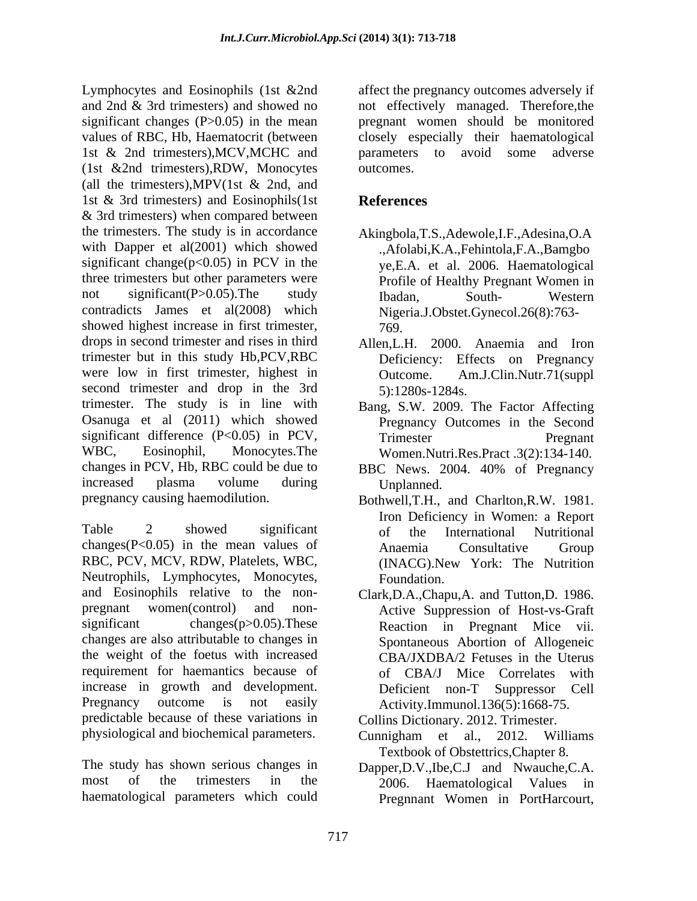Lymphocytes and Eosinophils (1st &2nd and 2nd & 3rd trimesters) and showed no significant changes (P>0.05) in the mean values of RBC, Hb, Haematocrit (between 1st & 2nd trimesters),MCV,MCHC and (1st &2nd trimesters),RDW, Monocytes (all the trimesters),MPV(1st & 2nd, and 1st & 3rd trimesters) and Eosinophils(1st & 3rd trimesters) when compared between the trimesters. The study is in accordance with Dapper et al(2001) which showed significant change(p<0.05) in PCV in the three trimesters but other parameters were not significant(P>0.05).The study contradicts James et al(2008) which showed highest increase in first trimester, drops in second trimester and rises in third trimester but in this study Hb,PCV,RBC were low in first trimester, highest in second trimester and drop in the 3rd trimester. The study is in line with Osanuga et al (2011) which showed significant difference (P<0.05) in PCV, WBC, Eosinophil, Monocytes.The changes in PCV, Hb, RBC could be due to increased plasma volume during pregnancy causing haemodilution.

Table 2 showed significant changes(P<0.05) in the mean values of RBC, PCV, MCV, RDW, Platelets, WBC, Neutrophils, Lymphocytes, Monocytes, and Eosinophils relative to the non-pregnant women(control) and non-significant changes(p>0.05).These changes are also attributable to changes in the weight of the foetus with increased requirement for haemantics because of increase in growth and development. Pregnancy outcome is not easily predictable because of these variations in physiological and biochemical parameters.

The study has shown serious changes in most of the trimesters in the haematological parameters which could affect the pregnancy outcomes adversely if not effectively managed. Therefore,the pregnant women should be monitored closely especially their haematological parameters to avoid some adverse outcomes.

## References

Akingbola,T.S.,Adewole,I.F.,Adesina,O.A.,Afolabi,K.A.,Fehintola,F.A.,Bamgboye,E.A. et al. 2006. Haematological Profile of Healthy Pregnant Women in Ibadan, South- Western Nigeria.J.Obstet.Gynecol.26(8):763-769.

Allen,L.H. 2000. Anaemia and Iron Deficiency: Effects on Pregnancy Outcome. Am.J.Clin.Nutr.71(suppl 5):1280s-1284s.

Bang, S.W. 2009. The Factor Affecting Pregnancy Outcomes in the Second Trimester Pregnant Women.Nutri.Res.Pract .3(2):134-140.

BBC News. 2004. 40% of Pregnancy Unplanned.

Bothwell,T.H., and Charlton,R.W. 1981. Iron Deficiency in Women: a Report of the International Nutritional Anaemia Consultative Group (INACG).New York: The Nutrition Foundation.

Clark,D.A.,Chapu,A. and Tutton,D. 1986. Active Suppression of Host-vs-Graft Reaction in Pregnant Mice vii. Spontaneous Abortion of Allogeneic CBA/JXDBA/2 Fetuses in the Uterus of CBA/J Mice Correlates with Deficient non-T Suppressor Cell Activity.Immunol.136(5):1668-75.

Collins Dictionary. 2012. Trimester.

Cunnigham et al., 2012. Williams Textbook of Obstettrics,Chapter 8.

Dapper,D.V.,Ibe,C.J and Nwauche,C.A. 2006. Haematological Values in Pregnnant Women in PortHarcourt,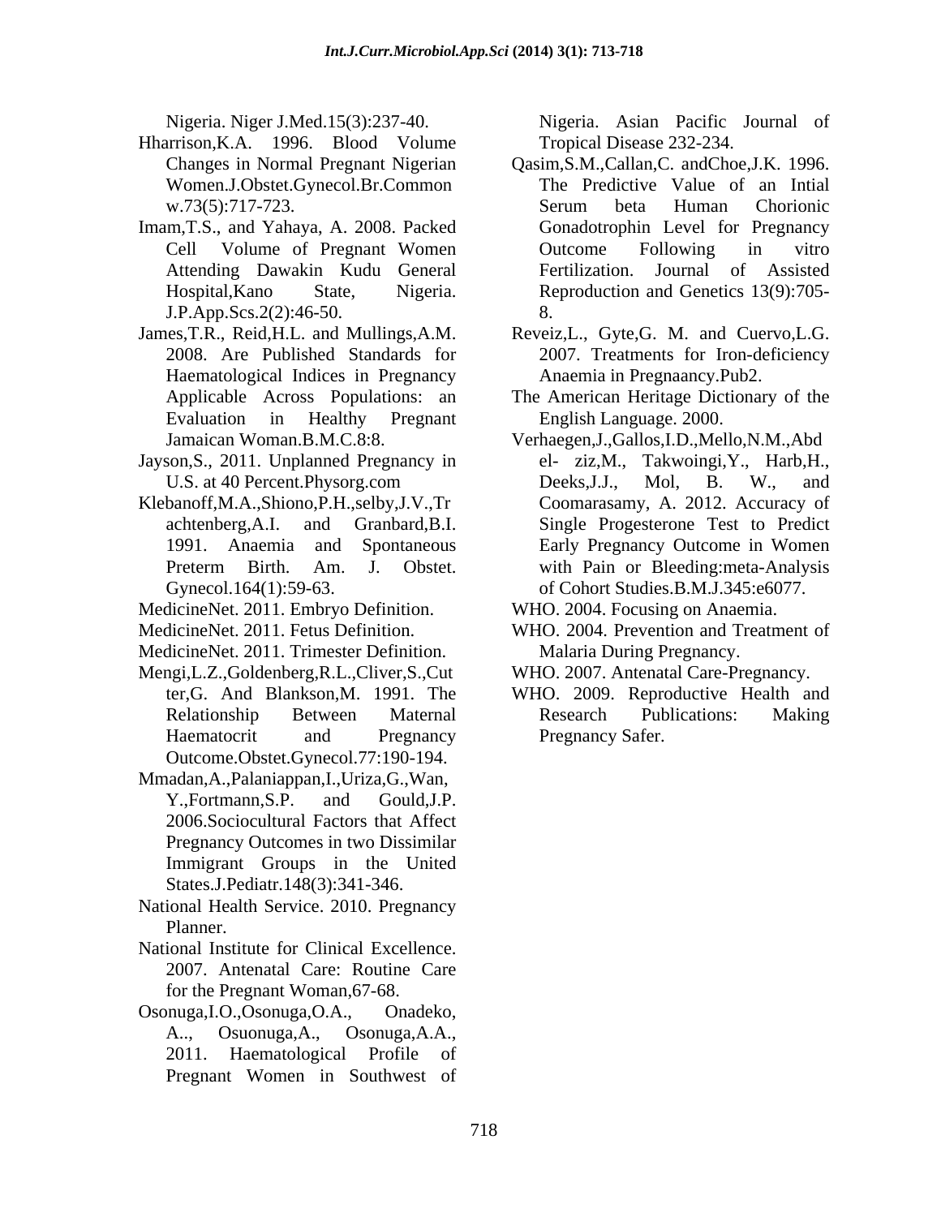Nigeria. Niger J.Med.15(3):237-40.

Hharrison,K.A. 1996. Blood Volume Changes in Normal Pregnant Nigerian Women.J.Obstet.Gynecol.Br.Common w.73(5):717-723.

Imam,T.S., and Yahaya, A. 2008. Packed Cell Volume of Pregnant Women Attending Dawakin Kudu General Hospital,Kano State, Nigeria. J.P.App.Scs.2(2):46-50.

James,T.R., Reid,H.L. and Mullings,A.M. 2008. Are Published Standards for Haematological Indices in Pregnancy Applicable Across Populations: an Evaluation in Healthy Pregnant Jamaican Woman.B.M.C.8:8.

Jayson,S., 2011. Unplanned Pregnancy in U.S. at 40 Percent.Physorg.com

Klebanoff,M.A.,Shiono,P.H.,selby,J.V.,Trachtenberg,A.I. and Granbard,B.I. 1991. Anaemia and Spontaneous Preterm Birth. Am. J. Obstet. Gynecol.164(1):59-63.

MedicineNet. 2011. Embryo Definition.

MedicineNet. 2011. Fetus Definition.

MedicineNet. 2011. Trimester Definition.

Mengi,L.Z.,Goldenberg,R.L.,Cliver,S.,Cutter,G. And Blankson,M. 1991. The Relationship Between Maternal Haematocrit and Pregnancy Outcome.Obstet.Gynecol.77:190-194.

Mmadan,A.,Palaniappan,I.,Uriza,G.,Wan, Y.,Fortmann,S.P. and Gould,J.P. 2006.Sociocultural Factors that Affect Pregnancy Outcomes in two Dissimilar Immigrant Groups in the United States.J.Pediatr.148(3):341-346.

National Health Service. 2010. Pregnancy Planner.

National Institute for Clinical Excellence. 2007. Antenatal Care: Routine Care for the Pregnant Woman,67-68.

Osonuga,I.O.,Osonuga,O.A., Onadeko, A.., Osuonuga,A., Osonuga,A.A., 2011. Haematological Profile of Pregnant Women in Southwest of Nigeria. Asian Pacific Journal of Tropical Disease 232-234.

Qasim,S.M.,Callan,C. andChoe,J.K. 1996. The Predictive Value of an Intial Serum beta Human Chorionic Gonadotrophin Level for Pregnancy Outcome Following in vitro Fertilization. Journal of Assisted Reproduction and Genetics 13(9):705-8.

Reveiz,L., Gyte,G. M. and Cuervo,L.G. 2007. Treatments for Iron-deficiency Anaemia in Pregnaancy.Pub2.

The American Heritage Dictionary of the English Language. 2000.

Verhaegen,J.,Gallos,I.D.,Mello,N.M.,Abdel- ziz,M., Takwoingi,Y., Harb,H., Deeks,J.J., Mol, B. W., and Coomarasamy, A. 2012. Accuracy of Single Progesterone Test to Predict Early Pregnancy Outcome in Women with Pain or Bleeding:meta-Analysis of Cohort Studies.B.M.J.345:e6077.

WHO. 2004. Focusing on Anaemia.

WHO. 2004. Prevention and Treatment of Malaria During Pregnancy.

WHO. 2007. Antenatal Care-Pregnancy.

WHO. 2009. Reproductive Health and Research Publications: Making Pregnancy Safer.